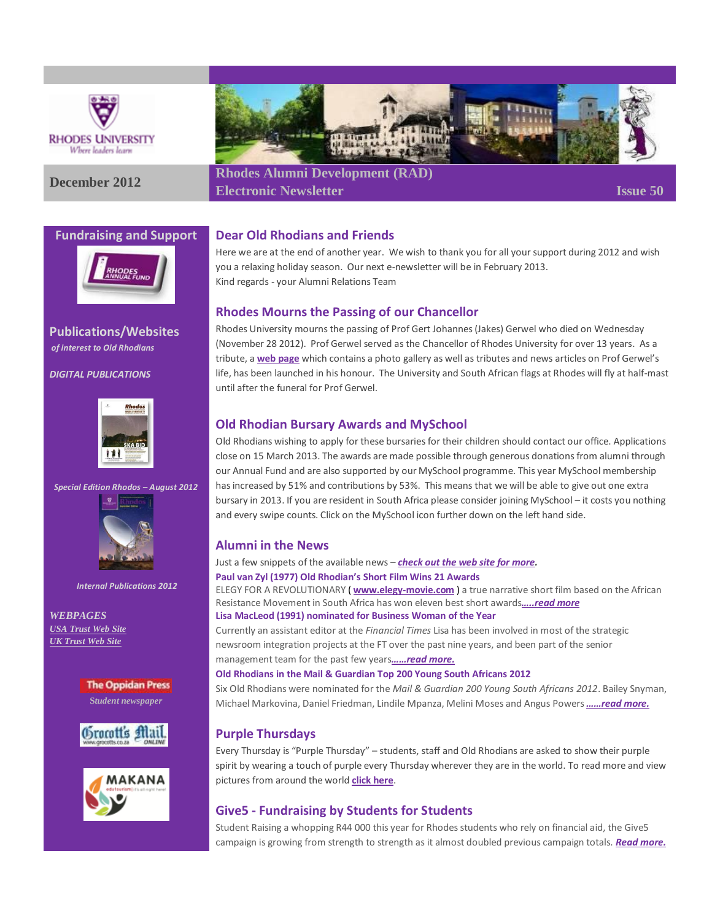Rhodes University
Where leaders learn

December 2012

# Rhodes Alumni Development (RAD) Electronic Newsletter

Issue 50

## Dear Old Rhodians and Friends

Here we are at the end of another year. We wish to thank you for all your support during 2012 and wish you a relaxing holiday season. Our next e-newsletter will be in February 2013.
Kind regards - your Alumni Relations Team

## Rhodes Mourns the Passing of our Chancellor

Rhodes University mourns the passing of Prof Gert Johannes (Jakes) Gerwel who died on Wednesday (November 28 2012). Prof Gerwel served as the Chancellor of Rhodes University for over 13 years. As a tribute, a **web page** which contains a photo gallery as well as tributes and news articles on Prof Gerwel's life, has been launched in his honour. The University and South African flags at Rhodes will fly at half-mast until after the funeral for Prof Gerwel.

## Old Rhodian Bursary Awards and MySchool

Old Rhodians wishing to apply for these bursaries for their children should contact our office. Applications close on 15 March 2013. The awards are made possible through generous donations from alumni through our Annual Fund and are also supported by our MySchool programme. This year MySchool membership has increased by 51% and contributions by 53%. This means that we will be able to give out one extra bursary in 2013. If you are resident in South Africa please consider joining MySchool – it costs you nothing and every swipe counts. Click on the MySchool icon further down on the left hand side.

## Alumni in the News

Just a few snippets of the available news – ***check out the web site for more***.

**Paul van Zyl (1977) Old Rhodian's Short Film Wins 21 Awards**

ELEGY FOR A REVOLUTIONARY ( **www.elegy-movie.com** ) a true narrative short film based on the African Resistance Movement in South Africa has won eleven best short awards ***.....read more***

**Lisa MacLeod (1991) nominated for Business Woman of the Year**

Currently an assistant editor at the *Financial Times* Lisa has been involved in most of the strategic newsroom integration projects at the FT over the past nine years, and been part of the senior management team for the past few years ***......read more.***

**Old Rhodians in the Mail & Guardian Top 200 Young South Africans 2012**

Six Old Rhodians were nominated for the *Mail & Guardian 200 Young South Africans 2012*. Bailey Snyman, Michael Markovina, Daniel Friedman, Lindile Mpanza, Melini Moses and Angus Powers ***......read more.***

## Purple Thursdays

Every Thursday is "Purple Thursday" – students, staff and Old Rhodians are asked to show their purple spirit by wearing a touch of purple every Thursday wherever they are in the world. To read more and view pictures from around the world **click here**.

## Give5 - Fundraising by Students for Students

Student Raising a whopping R44 000 this year for Rhodes students who rely on financial aid, the Give5 campaign is growing from strength to strength as it almost doubled previous campaign totals. ***Read more.***

## Fundraising and Support

Rhodes Annual Fund

## Publications/Websites

*of interest to Old Rhodians*

*DIGITAL PUBLICATIONS*

*Special Edition Rhodos – August 2012*

*Internal Publications 2012*

*WEBPAGES*

*USA Trust Web Site*

*UK Trust Web Site*

The Oppidan Press

*Student newspaper*

Grocott's Mail Online

Makana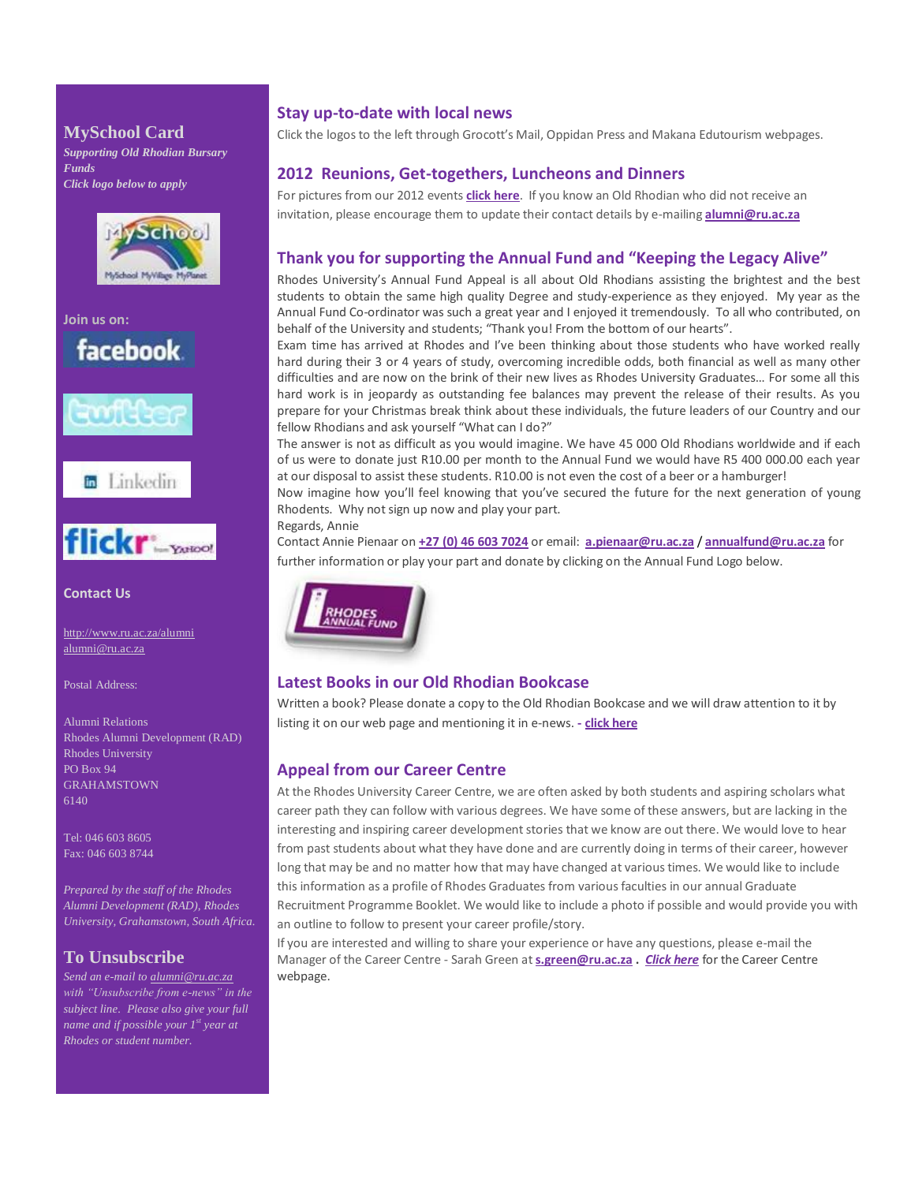## MySchool Card

***Supporting Old Rhodian Bursary Funds***
***Click logo below to apply***

**Join us on:**

**Contact Us**

http://www.ru.ac.za/alumni
alumni@ru.ac.za

Postal Address:

Alumni Relations
Rhodes Alumni Development (RAD)
Rhodes University
PO Box 94
GRAHAMSTOWN
6140

Tel: 046 603 8605
Fax: 046 603 8744

*Prepared by the staff of the Rhodes Alumni Development (RAD), Rhodes University, Grahamstown, South Africa.*

## To Unsubscribe

*Send an e-mail to alumni@ru.ac.za with "Unsubscribe from e-news" in the subject line. Please also give your full name and if possible your 1st year at Rhodes or student number.*

## Stay up-to-date with local news

Click the logos to the left through Grocott's Mail, Oppidan Press and Makana Edutourism webpages.

## 2012 Reunions, Get-togethers, Luncheons and Dinners

For pictures from our 2012 events **click here**. If you know an Old Rhodian who did not receive an invitation, please encourage them to update their contact details by e-mailing **alumni@ru.ac.za**

## Thank you for supporting the Annual Fund and "Keeping the Legacy Alive"

Rhodes University's Annual Fund Appeal is all about Old Rhodians assisting the brightest and the best students to obtain the same high quality Degree and study-experience as they enjoyed. My year as the Annual Fund Co-ordinator was such a great year and I enjoyed it tremendously. To all who contributed, on behalf of the University and students; "Thank you! From the bottom of our hearts".

Exam time has arrived at Rhodes and I've been thinking about those students who have worked really hard during their 3 or 4 years of study, overcoming incredible odds, both financial as well as many other difficulties and are now on the brink of their new lives as Rhodes University Graduates… For some all this hard work is in jeopardy as outstanding fee balances may prevent the release of their results. As you prepare for your Christmas break think about these individuals, the future leaders of our Country and our fellow Rhodians and ask yourself "What can I do?"

The answer is not as difficult as you would imagine. We have 45 000 Old Rhodians worldwide and if each of us were to donate just R10.00 per month to the Annual Fund we would have R5 400 000.00 each year at our disposal to assist these students. R10.00 is not even the cost of a beer or a hamburger!

Now imagine how you'll feel knowing that you've secured the future for the next generation of young Rhodents. Why not sign up now and play your part.

Regards, Annie

Contact Annie Pienaar on **+27 (0) 46 603 7024** or email: **a.pienaar@ru.ac.za** / **annualfund@ru.ac.za** for further information or play your part and donate by clicking on the Annual Fund Logo below.

## Latest Books in our Old Rhodian Bookcase

Written a book? Please donate a copy to the Old Rhodian Bookcase and we will draw attention to it by listing it on our web page and mentioning it in e-news. **- click here**

## Appeal from our Career Centre

At the Rhodes University Career Centre, we are often asked by both students and aspiring scholars what career path they can follow with various degrees. We have some of these answers, but are lacking in the interesting and inspiring career development stories that we know are out there. We would love to hear from past students about what they have done and are currently doing in terms of their career, however long that may be and no matter how that may have changed at various times. We would like to include this information as a profile of Rhodes Graduates from various faculties in our annual Graduate Recruitment Programme Booklet. We would like to include a photo if possible and would provide you with an outline to follow to present your career profile/story.

If you are interested and willing to share your experience or have any questions, please e-mail the Manager of the Career Centre - Sarah Green at **s.green@ru.ac.za** . ***Click here*** for the Career Centre webpage.